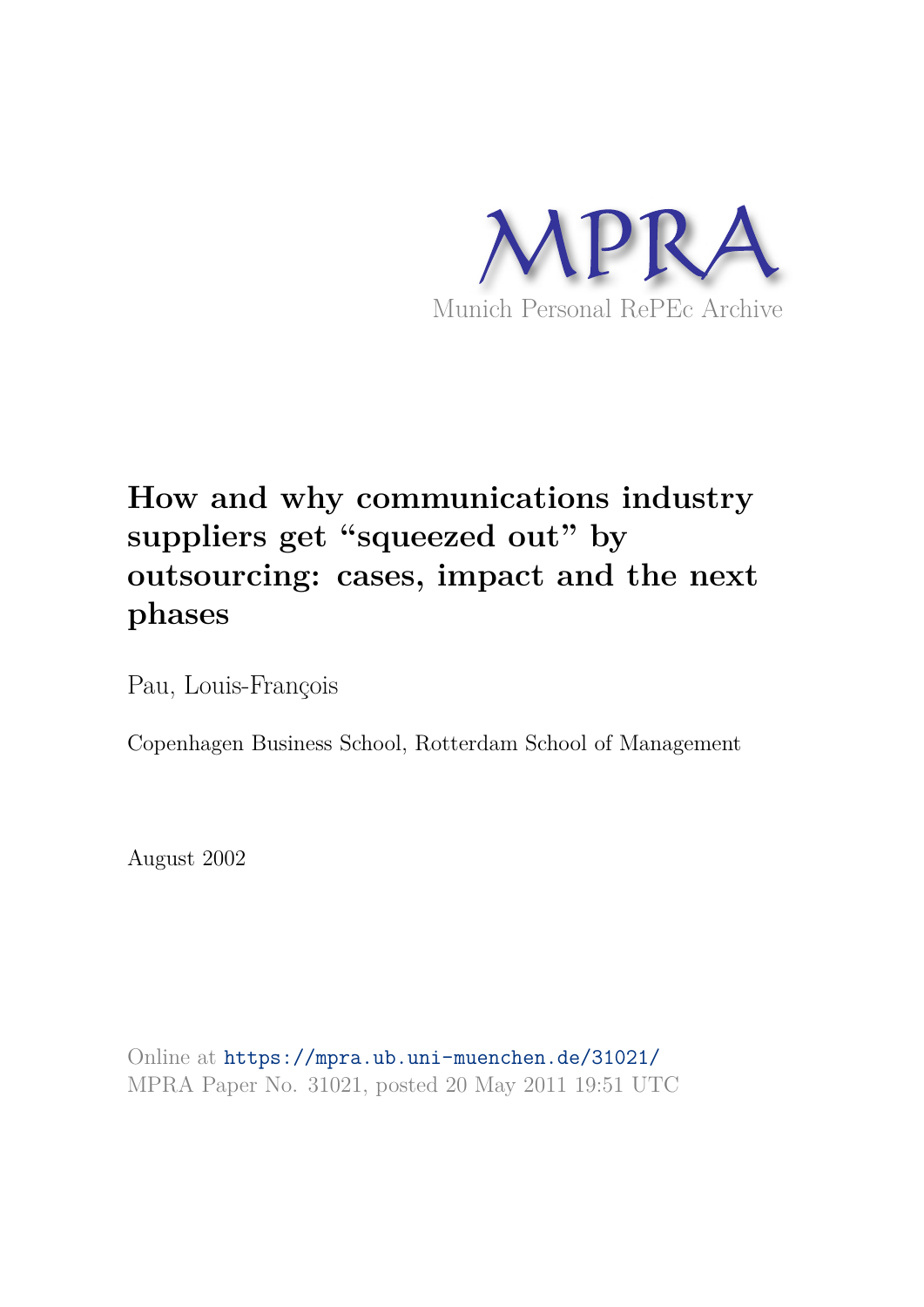MPRA

Munich Personal RePEc Archive

# How and why communications industry suppliers get "squeezed out" by outsourcing: cases, impact and the next phases

Pau, Louis-François

Copenhagen Business School, Rotterdam School of Management

August 2002

Online at https://mpra.ub.uni-muenchen.de/31021/
MPRA Paper No. 31021, posted 20 May 2011 19:51 UTC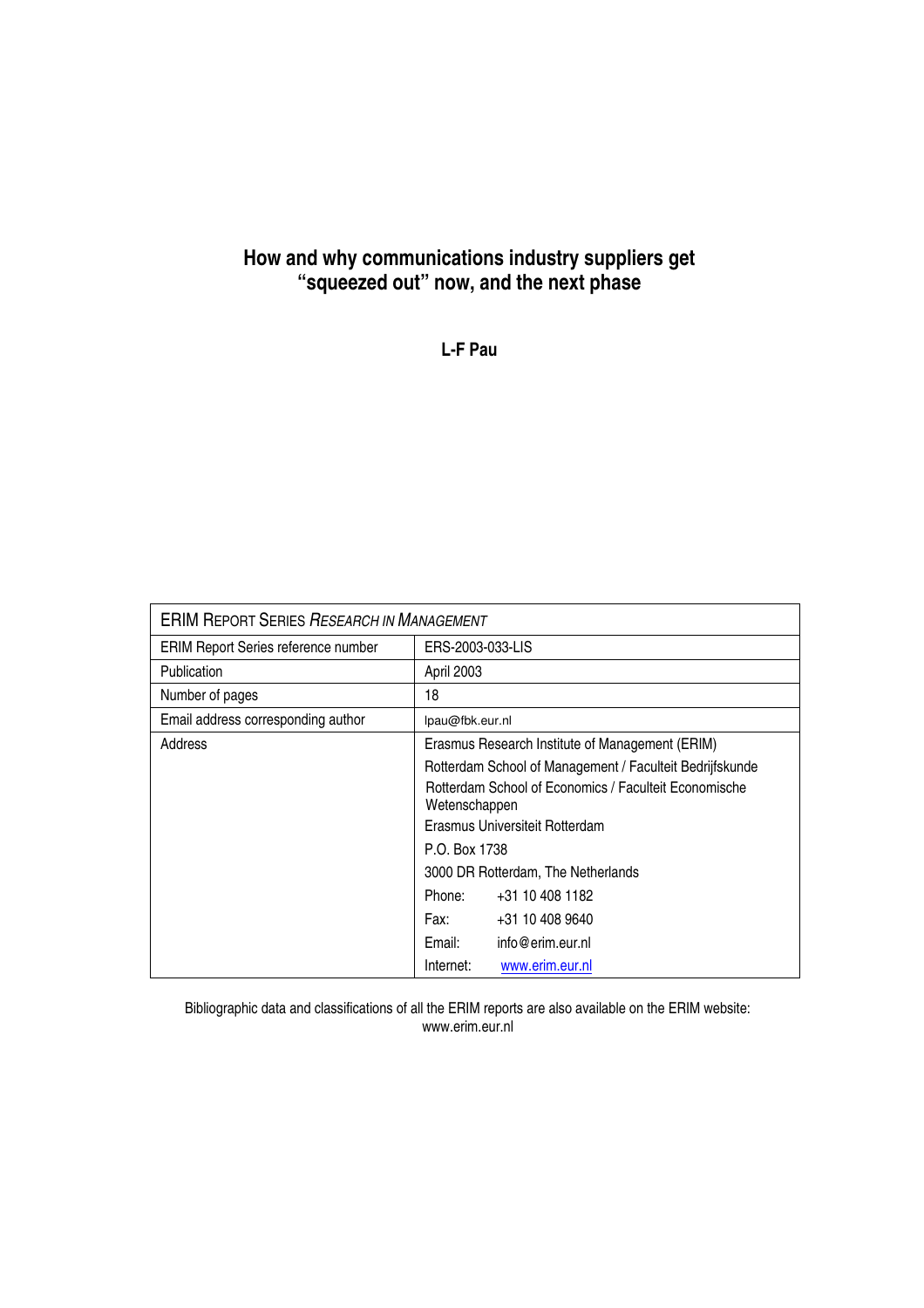# How and why communications industry suppliers get "squeezed out" now, and the next phase

**L-F Pau**

| ERIM REPORT SERIES *RESEARCH IN MANAGEMENT* | |
|---|---|
| ERIM Report Series reference number | ERS-2003-033-LIS |
| Publication | April 2003 |
| Number of pages | 18 |
| Email address corresponding author | lpau@fbk.eur.nl |
| Address | Erasmus Research Institute of Management (ERIM)<br>Rotterdam School of Management / Faculteit Bedrijfskunde<br>Rotterdam School of Economics / Faculteit Economische Wetenschappen<br>Erasmus Universiteit Rotterdam<br>P.O. Box 1738<br>3000 DR Rotterdam, The Netherlands<br>Phone: +31 10 408 1182<br>Fax: +31 10 408 9640<br>Email: info@erim.eur.nl<br>Internet: www.erim.eur.nl |

Bibliographic data and classifications of all the ERIM reports are also available on the ERIM website: www.erim.eur.nl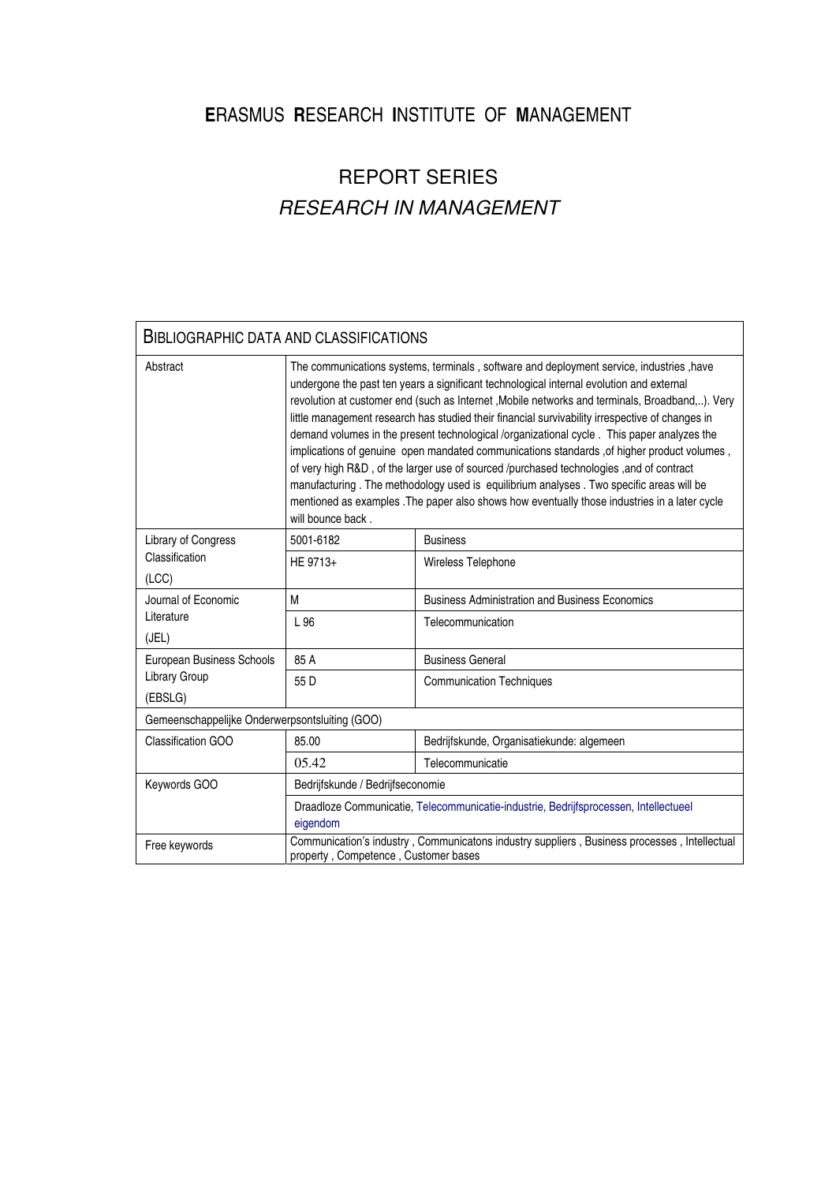# ERASMUS RESEARCH INSTITUTE OF MANAGEMENT

## REPORT SERIES
## *RESEARCH IN MANAGEMENT*

| BIBLIOGRAPHIC DATA AND CLASSIFICATIONS | | |
|---|---|---|
| Abstract | The communications systems, terminals , software and deployment service, industries ,have undergone the past ten years a significant technological internal evolution and external revolution at customer end (such as Internet ,Mobile networks and terminals, Broadband,..). Very little management research has studied their financial survivability irrespective of changes in demand volumes in the present technological /organizational cycle . This paper analyzes the implications of genuine open mandated communications standards ,of higher product volumes , of very high R&D , of the larger use of sourced /purchased technologies ,and of contract manufacturing . The methodology used is equilibrium analyses . Two specific areas will be mentioned as examples .The paper also shows how eventually those industries in a later cycle will bounce back . | |
| Library of Congress Classification (LCC) | 5001-6182 | Business |
| | HE 9713+ | Wireless Telephone |
| Journal of Economic Literature (JEL) | M | Business Administration and Business Economics |
| | L 96 | Telecommunication |
| European Business Schools Library Group (EBSLG) | 85 A | Business General |
| | 55 D | Communication Techniques |
| Gemeenschappelijke Onderwerpsontsluiting (GOO) | | |
| Classification GOO | 85.00 | Bedrijfskunde, Organisatiekunde: algemeen |
| | 05.42 | Telecommunicatie |
| Keywords GOO | Bedrijfskunde / Bedrijfseconomie | |
| | Draadloze Communicatie, Telecommunicatie-industrie, Bedrijfsprocessen, Intellectueel eigendom | |
| Free keywords | Communication's industry , Communicatons industry suppliers , Business processes , Intellectual property , Competence , Customer bases | |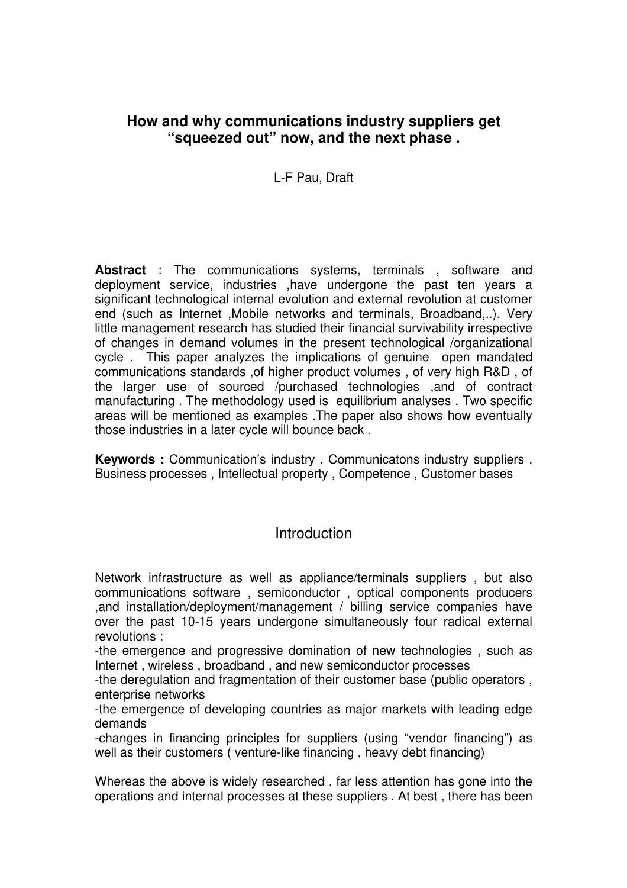## How and why communications industry suppliers get "squeezed out" now, and the next phase .

L-F Pau, Draft

**Abstract** : The communications systems, terminals , software and deployment service, industries ,have undergone the past ten years a significant technological internal evolution and external revolution at customer end (such as Internet ,Mobile networks and terminals, Broadband,..). Very little management research has studied their financial survivability irrespective of changes in demand volumes in the present technological /organizational cycle . This paper analyzes the implications of genuine open mandated communications standards ,of higher product volumes , of very high R&D , of the larger use of sourced /purchased technologies ,and of contract manufacturing . The methodology used is equilibrium analyses . Two specific areas will be mentioned as examples .The paper also shows how eventually those industries in a later cycle will bounce back .

**Keywords :** Communication's industry , Communicatons industry suppliers , Business processes , Intellectual property , Competence , Customer bases

## Introduction

Network infrastructure as well as appliance/terminals suppliers , but also communications software , semiconductor , optical components producers ,and installation/deployment/management / billing service companies have over the past 10-15 years undergone simultaneously four radical external revolutions :

-the emergence and progressive domination of new technologies , such as Internet , wireless , broadband , and new semiconductor processes

-the deregulation and fragmentation of their customer base (public operators , enterprise networks

-the emergence of developing countries as major markets with leading edge demands

-changes in financing principles for suppliers (using "vendor financing") as well as their customers ( venture-like financing , heavy debt financing)

Whereas the above is widely researched , far less attention has gone into the operations and internal processes at these suppliers . At best , there has been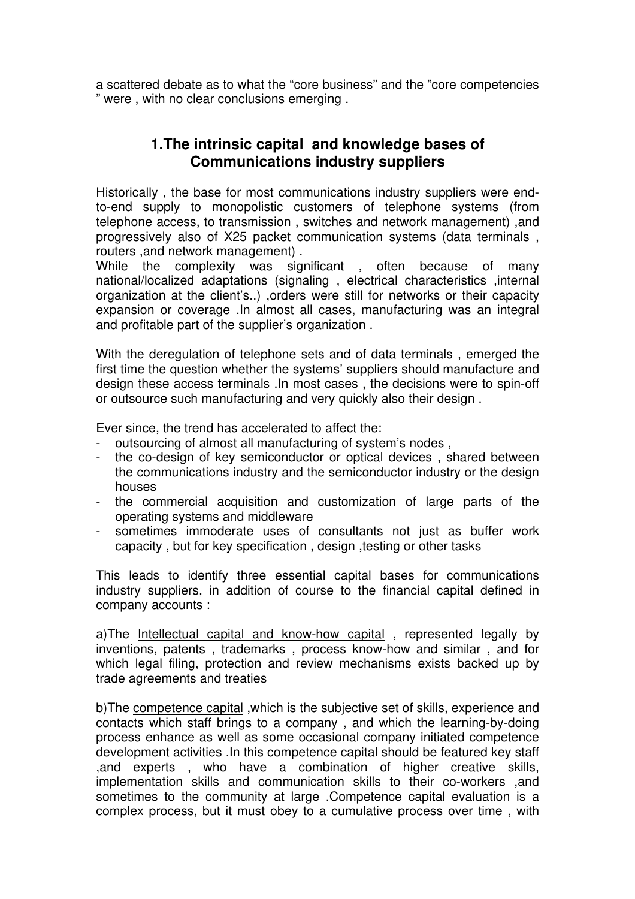a scattered debate as to what the "core business" and the "core competencies " were , with no clear conclusions emerging .

## 1.The intrinsic capital and knowledge bases of Communications industry suppliers

Historically , the base for most communications industry suppliers were end-to-end supply to monopolistic customers of telephone systems (from telephone access, to transmission , switches and network management) ,and progressively also of X25 packet communication systems (data terminals , routers ,and network management) .
While the complexity was significant , often because of many national/localized adaptations (signaling , electrical characteristics ,internal organization at the client's..) ,orders were still for networks or their capacity expansion or coverage .In almost all cases, manufacturing was an integral and profitable part of the supplier's organization .

With the deregulation of telephone sets and of data terminals , emerged the first time the question whether the systems' suppliers should manufacture and design these access terminals .In most cases , the decisions were to spin-off or outsource such manufacturing and very quickly also their design .

Ever since, the trend has accelerated to affect the:

- outsourcing of almost all manufacturing of system's nodes ,
- the co-design of key semiconductor or optical devices , shared between the communications industry and the semiconductor industry or the design houses
- the commercial acquisition and customization of large parts of the operating systems and middleware
- sometimes immoderate uses of consultants not just as buffer work capacity , but for key specification , design ,testing or other tasks

This leads to identify three essential capital bases for communications industry suppliers, in addition of course to the financial capital defined in company accounts :

a)The <u>Intellectual capital and know-how capital</u> , represented legally by inventions, patents , trademarks , process know-how and similar , and for which legal filing, protection and review mechanisms exists backed up by trade agreements and treaties

b)The <u>competence capital</u> ,which is the subjective set of skills, experience and contacts which staff brings to a company , and which the learning-by-doing process enhance as well as some occasional company initiated competence development activities .In this competence capital should be featured key staff ,and experts , who have a combination of higher creative skills, implementation skills and communication skills to their co-workers ,and sometimes to the community at large .Competence capital evaluation is a complex process, but it must obey to a cumulative process over time , with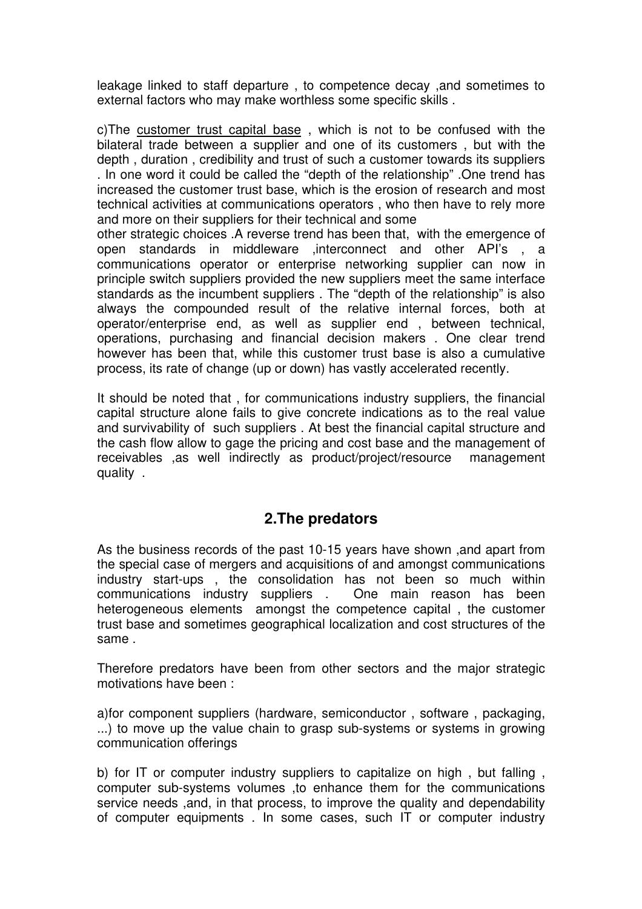leakage linked to staff departure , to competence decay ,and sometimes to external factors who may make worthless some specific skills .

c)The customer trust capital base , which is not to be confused with the bilateral trade between a supplier and one of its customers , but with the depth , duration , credibility and trust of such a customer towards its suppliers . In one word it could be called the "depth of the relationship" .One trend has increased the customer trust base, which is the erosion of research and most technical activities at communications operators , who then have to rely more and more on their suppliers for their technical and some other strategic choices .A reverse trend has been that, with the emergence of open standards in middleware ,interconnect and other API's , a communications operator or enterprise networking supplier can now in principle switch suppliers provided the new suppliers meet the same interface standards as the incumbent suppliers . The "depth of the relationship" is also always the compounded result of the relative internal forces, both at operator/enterprise end, as well as supplier end , between technical, operations, purchasing and financial decision makers . One clear trend however has been that, while this customer trust base is also a cumulative process, its rate of change (up or down) has vastly accelerated recently.

It should be noted that , for communications industry suppliers, the financial capital structure alone fails to give concrete indications as to the real value and survivability of such suppliers . At best the financial capital structure and the cash flow allow to gage the pricing and cost base and the management of receivables ,as well indirectly as product/project/resource management quality .

## 2.The predators

As the business records of the past 10-15 years have shown ,and apart from the special case of mergers and acquisitions of and amongst communications industry start-ups , the consolidation has not been so much within communications industry suppliers . One main reason has been heterogeneous elements amongst the competence capital , the customer trust base and sometimes geographical localization and cost structures of the same .

Therefore predators have been from other sectors and the major strategic motivations have been :

a)for component suppliers (hardware, semiconductor , software , packaging, ...) to move up the value chain to grasp sub-systems or systems in growing communication offerings

b) for IT or computer industry suppliers to capitalize on high , but falling , computer sub-systems volumes ,to enhance them for the communications service needs ,and, in that process, to improve the quality and dependability of computer equipments . In some cases, such IT or computer industry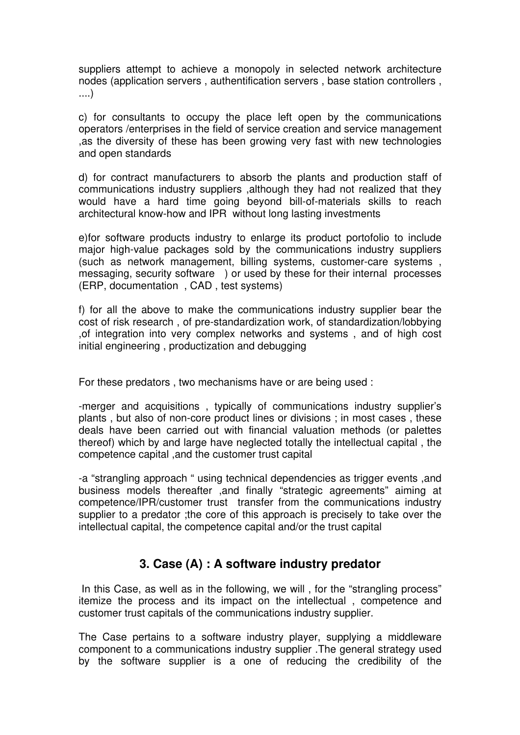suppliers attempt to achieve a monopoly in selected network architecture nodes (application servers , authentification servers , base station controllers , ....)

c) for consultants to occupy the place left open by the communications operators /enterprises in the field of service creation and service management ,as the diversity of these has been growing very fast with new technologies and open standards

d) for contract manufacturers to absorb the plants and production staff of communications industry suppliers ,although they had not realized that they would have a hard time going beyond bill-of-materials skills to reach architectural know-how and IPR without long lasting investments

e)for software products industry to enlarge its product portofolio to include major high-value packages sold by the communications industry suppliers (such as network management, billing systems, customer-care systems , messaging, security software ) or used by these for their internal processes (ERP, documentation , CAD , test systems)

f) for all the above to make the communications industry supplier bear the cost of risk research , of pre-standardization work, of standardization/lobbying ,of integration into very complex networks and systems , and of high cost initial engineering , productization and debugging

For these predators , two mechanisms have or are being used :

-merger and acquisitions , typically of communications industry supplier's plants , but also of non-core product lines or divisions ; in most cases , these deals have been carried out with financial valuation methods (or palettes thereof) which by and large have neglected totally the intellectual capital , the competence capital ,and the customer trust capital

-a "strangling approach " using technical dependencies as trigger events ,and business models thereafter ,and finally "strategic agreements" aiming at competence/IPR/customer trust transfer from the communications industry supplier to a predator ;the core of this approach is precisely to take over the intellectual capital, the competence capital and/or the trust capital

## 3. Case (A) : A software industry predator

In this Case, as well as in the following, we will , for the "strangling process" itemize the process and its impact on the intellectual , competence and customer trust capitals of the communications industry supplier.

The Case pertains to a software industry player, supplying a middleware component to a communications industry supplier .The general strategy used by the software supplier is a one of reducing the credibility of the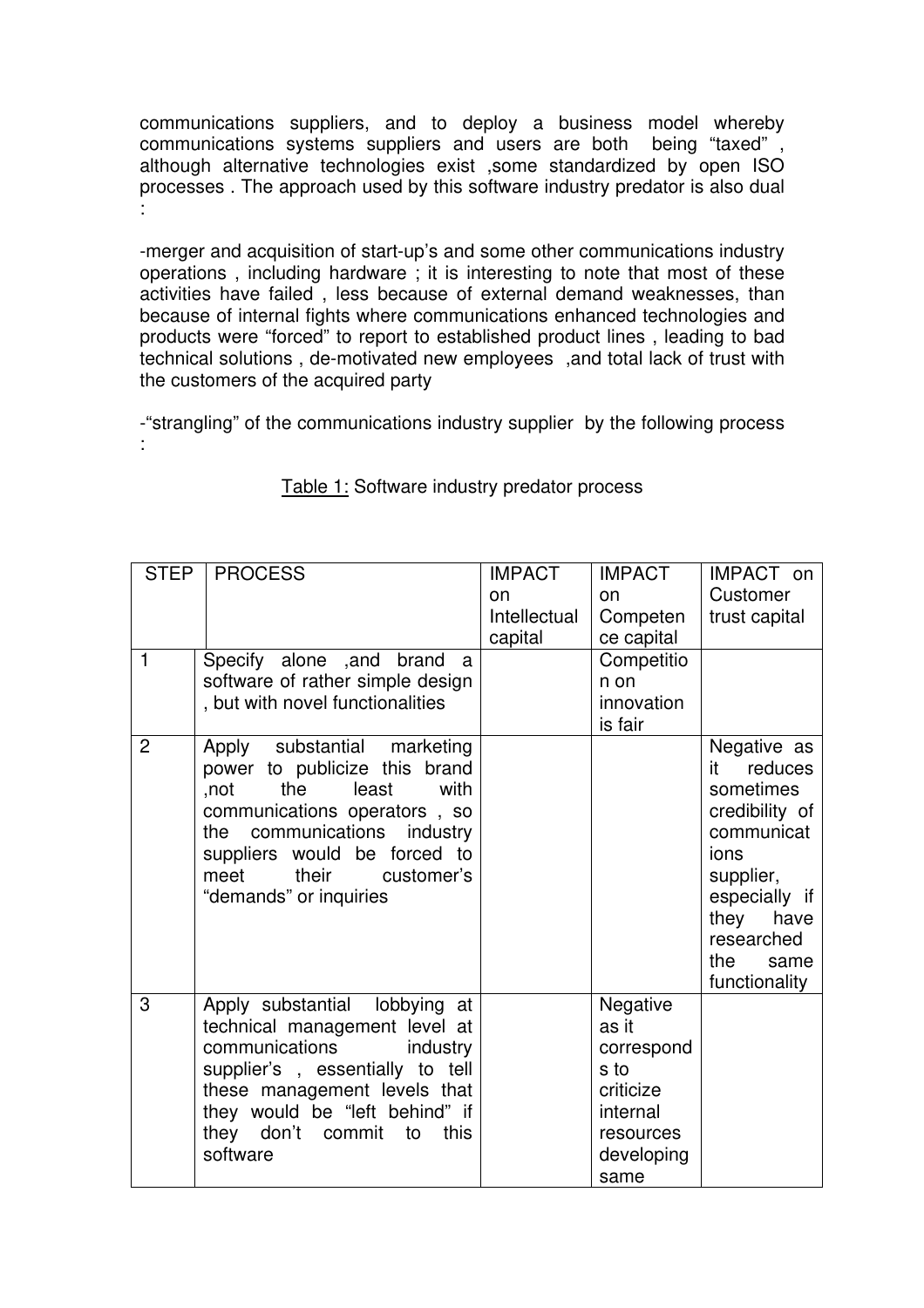communications suppliers, and to deploy a business model whereby communications systems suppliers and users are both being "taxed" , although alternative technologies exist ,some standardized by open ISO processes . The approach used by this software industry predator is also dual :

-merger and acquisition of start-up's and some other communications industry operations , including hardware ; it is interesting to note that most of these activities have failed , less because of external demand weaknesses, than because of internal fights where communications enhanced technologies and products were "forced" to report to established product lines , leading to bad technical solutions , de-motivated new employees ,and total lack of trust with the customers of the acquired party

-"strangling" of the communications industry supplier by the following process :

Table 1: Software industry predator process

| STEP | PROCESS | IMPACT on Intellectual capital | IMPACT on Competence capital | IMPACT on Customer trust capital |
|---|---|---|---|---|
| 1 | Specify alone ,and brand a software of rather simple design , but with novel functionalities | | Competition on innovation is fair | |
| 2 | Apply substantial marketing power to publicize this brand ,not the least with communications operators , so the communications industry suppliers would be forced to meet their customer's "demands" or inquiries | | | Negative as it reduces sometimes credibility of communications supplier, especially if they have researched the same functionality |
| 3 | Apply substantial lobbying at technical management level at communications industry supplier's , essentially to tell these management levels that they would be "left behind" if they don't commit to this software | | Negative as it corresponds to criticize internal resources developing same | |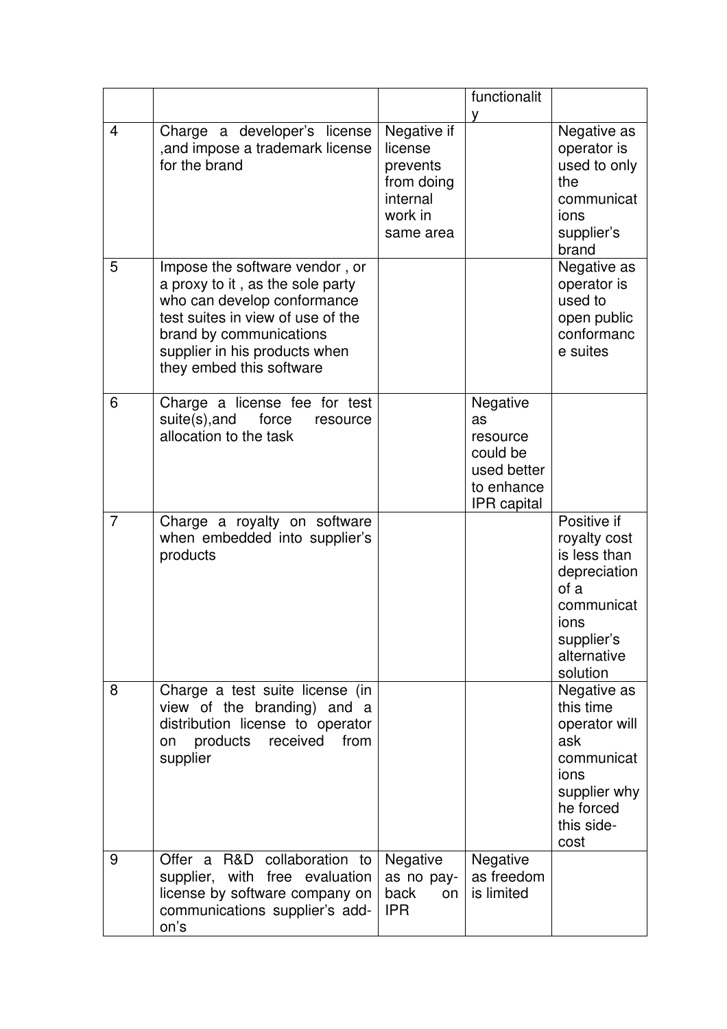| | | | | |
|---|---|---|---|---|
| | | | functionality | |
| 4 | Charge a developer's license ,and impose a trademark license for the brand | Negative if license prevents from doing internal work in same area | | Negative as operator is used to only the communications supplier's brand |
| 5 | Impose the software vendor , or a proxy to it , as the sole party who can develop conformance test suites in view of use of the brand by communications supplier in his products when they embed this software | | | Negative as operator is used to open public conformance suites |
| 6 | Charge a license fee for test suite(s),and force resource allocation to the task | | Negative as resource could be used better to enhance IPR capital | |
| 7 | Charge a royalty on software when embedded into supplier's products | | | Positive if royalty cost is less than depreciation of a communications supplier's alternative solution |
| 8 | Charge a test suite license (in view of the branding) and a distribution license to operator on products received from supplier | | | Negative as this time operator will ask communications supplier why he forced this side-cost |
| 9 | Offer a R&D collaboration to supplier, with free evaluation license by software company on communications supplier's add-on's | Negative as no pay-back on IPR | Negative as freedom is limited | |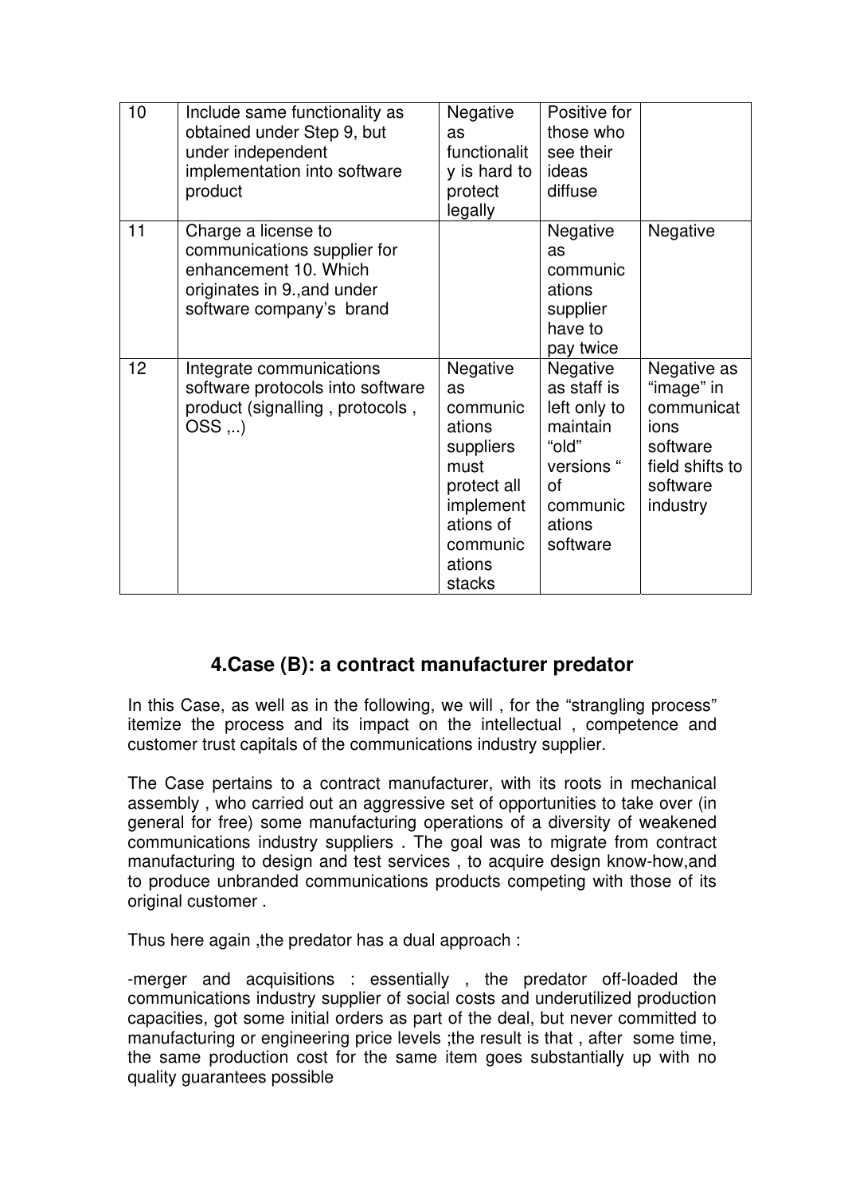| 10 | Include same functionality as obtained under Step 9, but under independent implementation into software product | Negative as functionality is hard to protect legally | Positive for those who see their ideas diffuse | |
|---|---|---|---|---|
| 11 | Charge a license to communications supplier for enhancement 10. Which originates in 9.,and under software company's brand | | Negative as communications supplier have to pay twice | Negative |
| 12 | Integrate communications software protocols into software product (signalling , protocols , OSS ,..) | Negative as communications suppliers must protect all implementations of communications stacks | Negative as staff is left only to maintain "old" versions " of communications software | Negative as "image" in communications software field shifts to software industry |

## 4.Case (B): a contract manufacturer predator

In this Case, as well as in the following, we will , for the "strangling process" itemize the process and its impact on the intellectual , competence and customer trust capitals of the communications industry supplier.

The Case pertains to a contract manufacturer, with its roots in mechanical assembly , who carried out an aggressive set of opportunities to take over (in general for free) some manufacturing operations of a diversity of weakened communications industry suppliers . The goal was to migrate from contract manufacturing to design and test services , to acquire design know-how,and to produce unbranded communications products competing with those of its original customer .

Thus here again ,the predator has a dual approach :

-merger and acquisitions : essentially , the predator off-loaded the communications industry supplier of social costs and underutilized production capacities, got some initial orders as part of the deal, but never committed to manufacturing or engineering price levels ;the result is that , after some time, the same production cost for the same item goes substantially up with no quality guarantees possible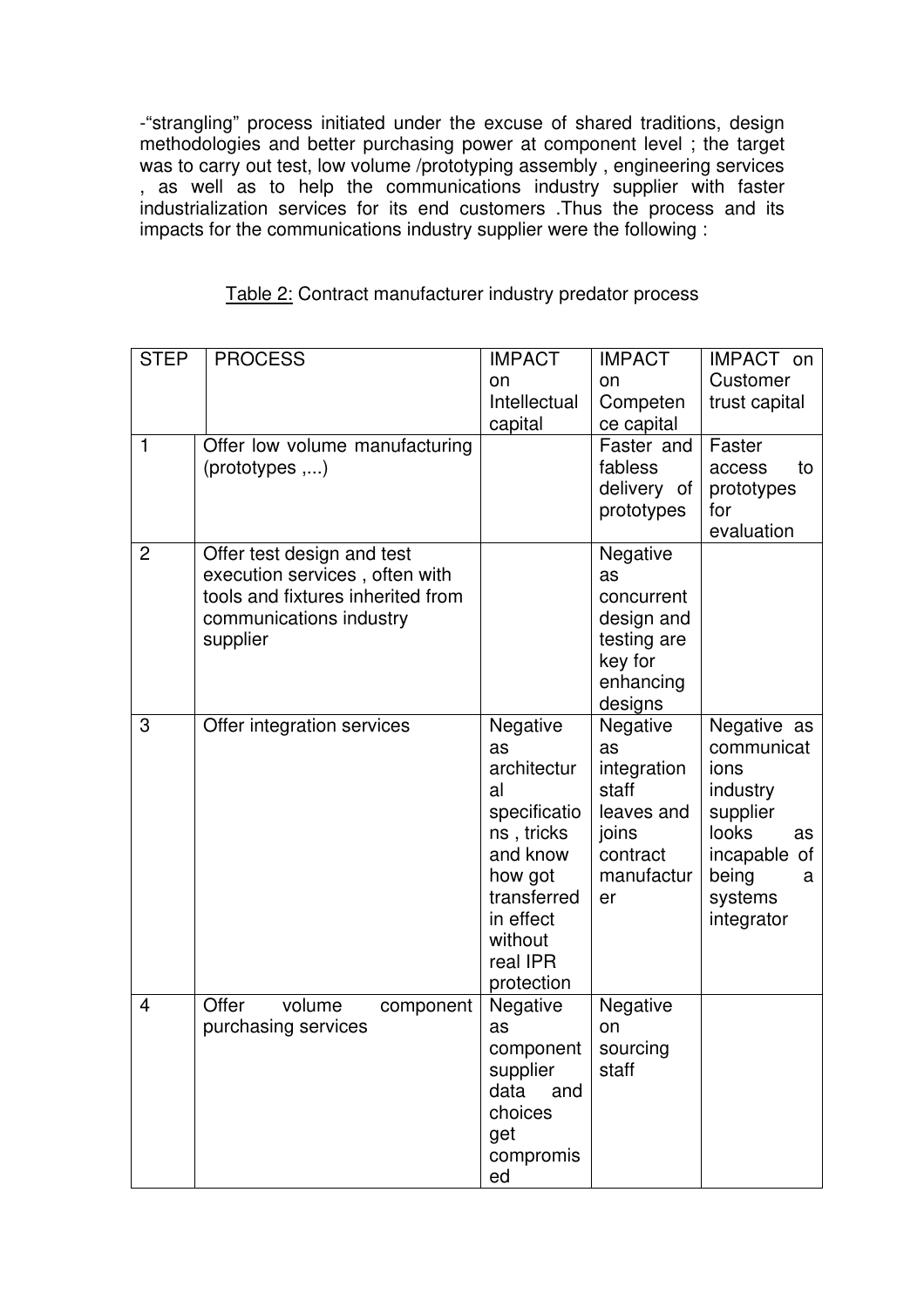-“strangling” process initiated under the excuse of shared traditions, design methodologies and better purchasing power at component level ; the target was to carry out test, low volume /prototyping assembly , engineering services , as well as to help the communications industry supplier with faster industrialization services for its end customers .Thus the process and its impacts for the communications industry supplier were the following :

Table 2: Contract manufacturer industry predator process

| STEP | PROCESS | IMPACT on Intellectual capital | IMPACT on Competence capital | IMPACT on Customer trust capital |
|---|---|---|---|---|
| 1 | Offer low volume manufacturing (prototypes ,...) | | Faster and fabless delivery of prototypes | Faster access to prototypes for evaluation |
| 2 | Offer test design and test execution services , often with tools and fixtures inherited from communications industry supplier | | Negative as concurrent design and testing are key for enhancing designs | |
| 3 | Offer integration services | Negative as architectural specifications , tricks and know how got transferred in effect without real IPR protection | Negative as integration staff leaves and joins contract manufacturer | Negative as communications industry supplier looks as incapable of being a systems integrator |
| 4 | Offer volume component purchasing services | Negative as component supplier data and choices get compromised | Negative on sourcing staff | |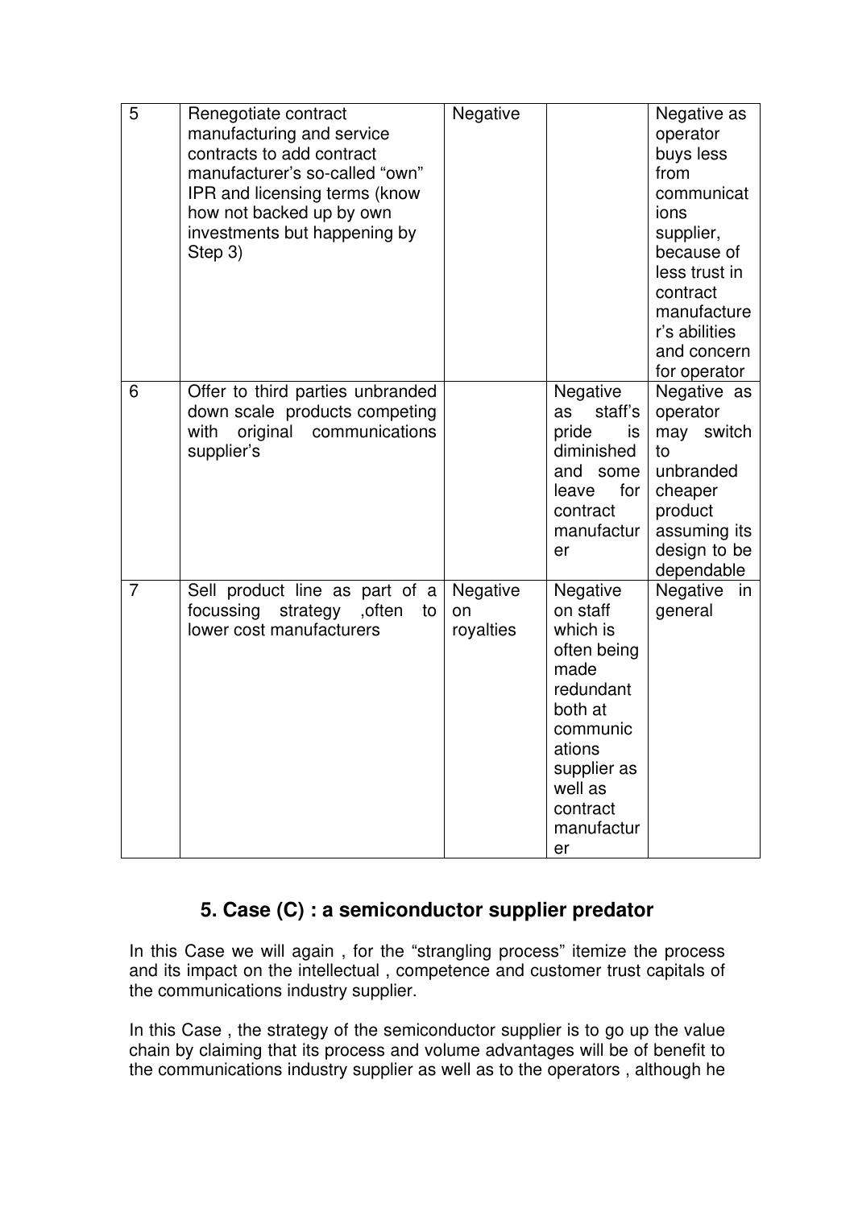| 5 | Renegotiate contract manufacturing and service contracts to add contract manufacturer's so-called "own" IPR and licensing terms (know how not backed up by own investments but happening by Step 3) | Negative | | Negative as operator buys less from communications supplier, because of less trust in contract manufacturer's abilities and concern for operator |
|---|---|---|---|---|
| 6 | Offer to third parties unbranded down scale products competing with original communications supplier's | | Negative as staff's pride is diminished and some leave for contract manufacturer | Negative as operator may switch to unbranded cheaper product assuming its design to be dependable |
| 7 | Sell product line as part of a focussing strategy ,often to lower cost manufacturers | Negative on royalties | Negative on staff which is often being made redundant both at communications supplier as well as contract manufacturer | Negative in general |

## 5. Case (C) : a semiconductor supplier predator

In this Case we will again , for the "strangling process" itemize the process and its impact on the intellectual , competence and customer trust capitals of the communications industry supplier.

In this Case , the strategy of the semiconductor supplier is to go up the value chain by claiming that its process and volume advantages will be of benefit to the communications industry supplier as well as to the operators , although he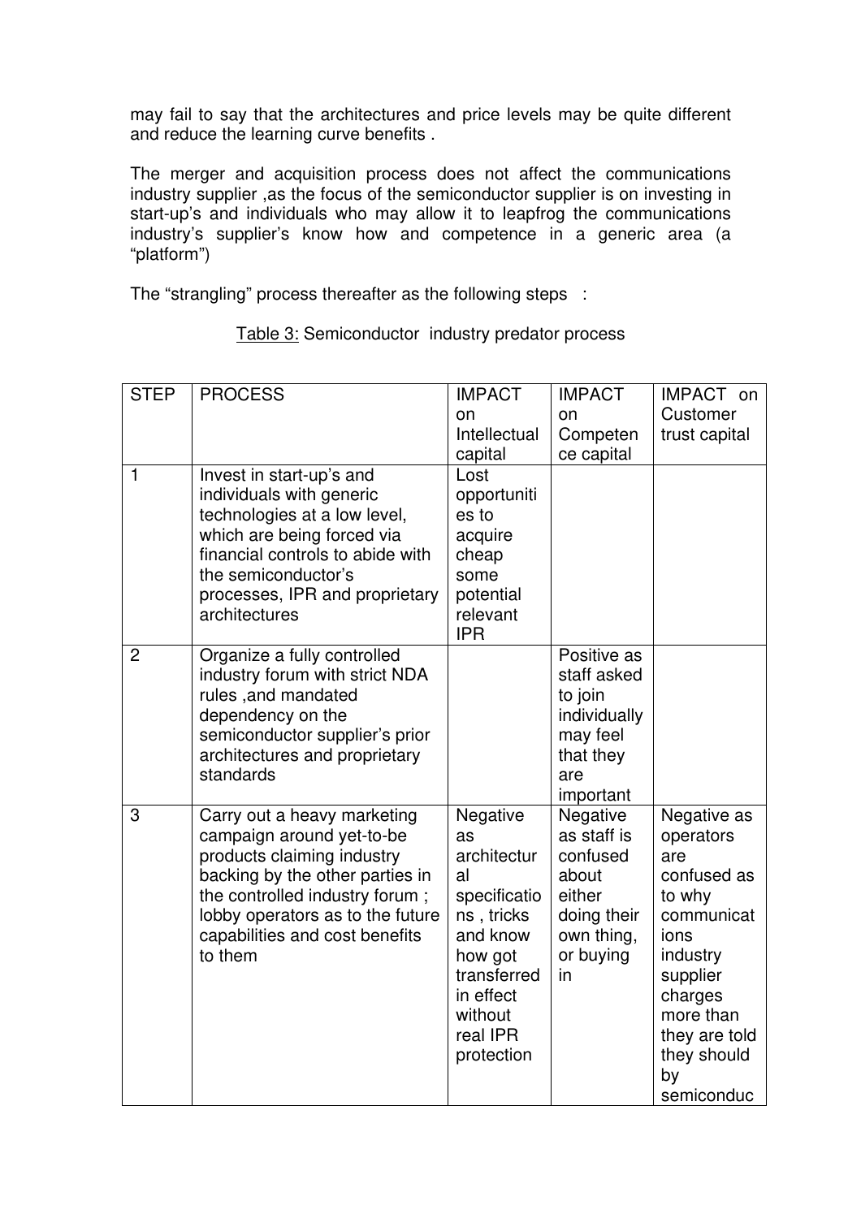may fail to say that the architectures and price levels may be quite different and reduce the learning curve benefits .

The merger and acquisition process does not affect the communications industry supplier ,as the focus of the semiconductor supplier is on investing in start-up's and individuals who may allow it to leapfrog the communications industry's supplier's know how and competence in a generic area (a "platform")

The "strangling" process thereafter as the following steps :

Table 3: Semiconductor industry predator process

| STEP | PROCESS | IMPACT on Intellectual capital | IMPACT on Competence capital | IMPACT on Customer trust capital |
|---|---|---|---|---|
| 1 | Invest in start-up's and individuals with generic technologies at a low level, which are being forced via financial controls to abide with the semiconductor's processes, IPR and proprietary architectures | Lost opportunities to acquire cheap some potential relevant IPR | | |
| 2 | Organize a fully controlled industry forum with strict NDA rules ,and mandated dependency on the semiconductor supplier's prior architectures and proprietary standards | | Positive as staff asked to join individually may feel that they are important | |
| 3 | Carry out a heavy marketing campaign around yet-to-be products claiming industry backing by the other parties in the controlled industry forum ; lobby operators as to the future capabilities and cost benefits to them | Negative as architectural specifications , tricks and know how got transferred in effect without real IPR protection | Negative as staff is confused about either doing their own thing, or buying in | Negative as operators are confused as to why communications industry supplier charges more than they are told they should by semiconduc |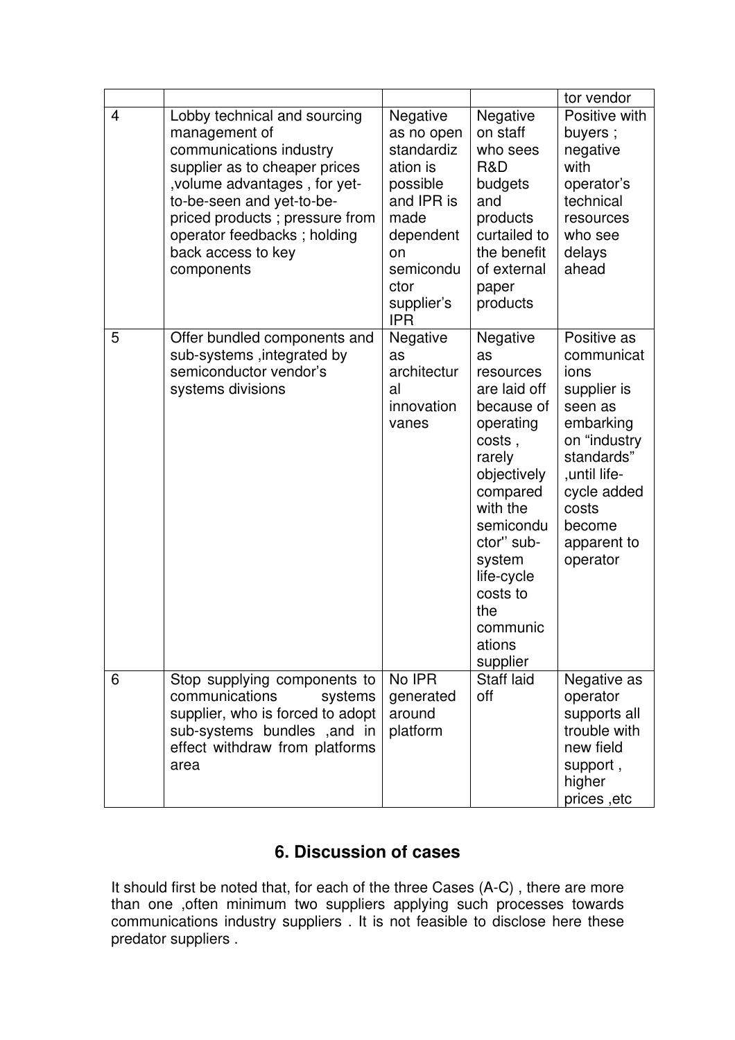| | | | | tor vendor |
|---|---|---|---|---|
| 4 | Lobby technical and sourcing management of communications industry supplier as to cheaper prices ,volume advantages , for yet-to-be-seen and yet-to-be-priced products ; pressure from operator feedbacks ; holding back access to key components | Negative as no open standardization is possible and IPR is made dependent on semiconductor supplier's IPR | Negative on staff who sees R&D budgets and products curtailed to the benefit of external paper products | Positive with buyers ; negative with operator's technical resources who see delays ahead |
| 5 | Offer bundled components and sub-systems ,integrated by semiconductor vendor's systems divisions | Negative as architectural innovation vanes | Negative as resources are laid off because of operating costs , rarely objectively compared with the semiconductor'' sub-system life-cycle costs to the communications supplier | Positive as communications supplier is seen as embarking on "industry standards" ,until life-cycle added costs become apparent to operator |
| 6 | Stop supplying components to communications systems supplier, who is forced to adopt sub-systems bundles ,and in effect withdraw from platforms area | No IPR generated around platform | Staff laid off | Negative as operator supports all trouble with new field support , higher prices ,etc |

## 6. Discussion of cases

It should first be noted that, for each of the three Cases (A-C) , there are more than one ,often minimum two suppliers applying such processes towards communications industry suppliers . It is not feasible to disclose here these predator suppliers .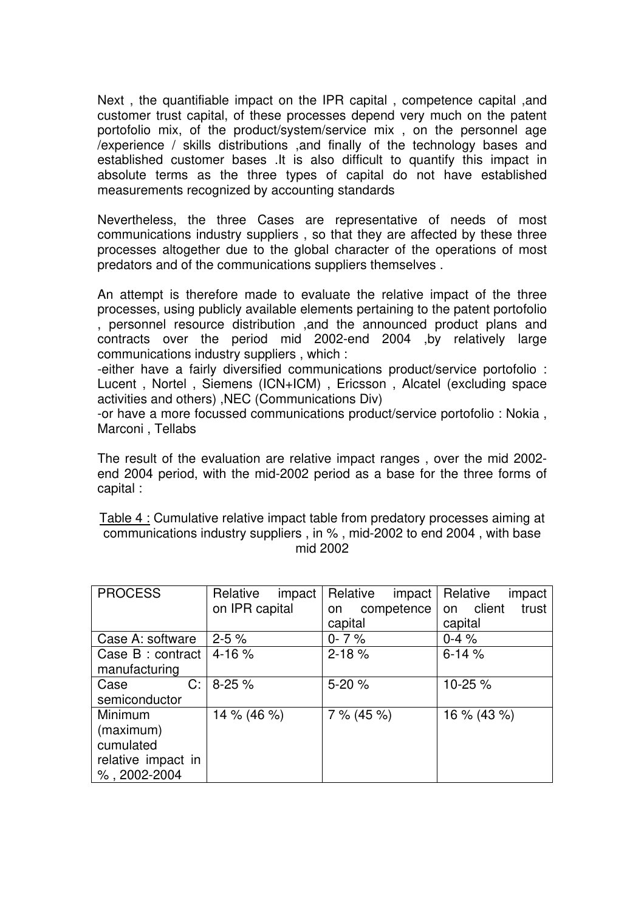Next , the quantifiable impact on the IPR capital , competence capital ,and customer trust capital, of these processes depend very much on the patent portofolio mix, of the product/system/service mix , on the personnel age /experience / skills distributions ,and finally of the technology bases and established customer bases .It is also difficult to quantify this impact in absolute terms as the three types of capital do not have established measurements recognized by accounting standards

Nevertheless, the three Cases are representative of needs of most communications industry suppliers , so that they are affected by these three processes altogether due to the global character of the operations of most predators and of the communications suppliers themselves .

An attempt is therefore made to evaluate the relative impact of the three processes, using publicly available elements pertaining to the patent portofolio , personnel resource distribution ,and the announced product plans and contracts over the period mid 2002-end 2004 ,by relatively large communications industry suppliers , which :

-either have a fairly diversified communications product/service portofolio : Lucent , Nortel , Siemens (ICN+ICM) , Ericsson , Alcatel (excluding space activities and others) ,NEC (Communications Div)

-or have a more focussed communications product/service portofolio : Nokia , Marconi , Tellabs

The result of the evaluation are relative impact ranges , over the mid 2002-end 2004 period, with the mid-2002 period as a base for the three forms of capital :

Table 4 : Cumulative relative impact table from predatory processes aiming at communications industry suppliers , in % , mid-2002 to end 2004 , with base mid 2002

| PROCESS | Relative impact on IPR capital | Relative impact on competence capital | Relative impact on client trust capital |
|---|---|---|---|
| Case A: software | 2-5 % | 0- 7 % | 0-4 % |
| Case B : contract manufacturing | 4-16 % | 2-18 % | 6-14 % |
| Case C: semiconductor | 8-25 % | 5-20 % | 10-25 % |
| Minimum (maximum) cumulated relative impact in % , 2002-2004 | 14 % (46 %) | 7 % (45 %) | 16 % (43 %) |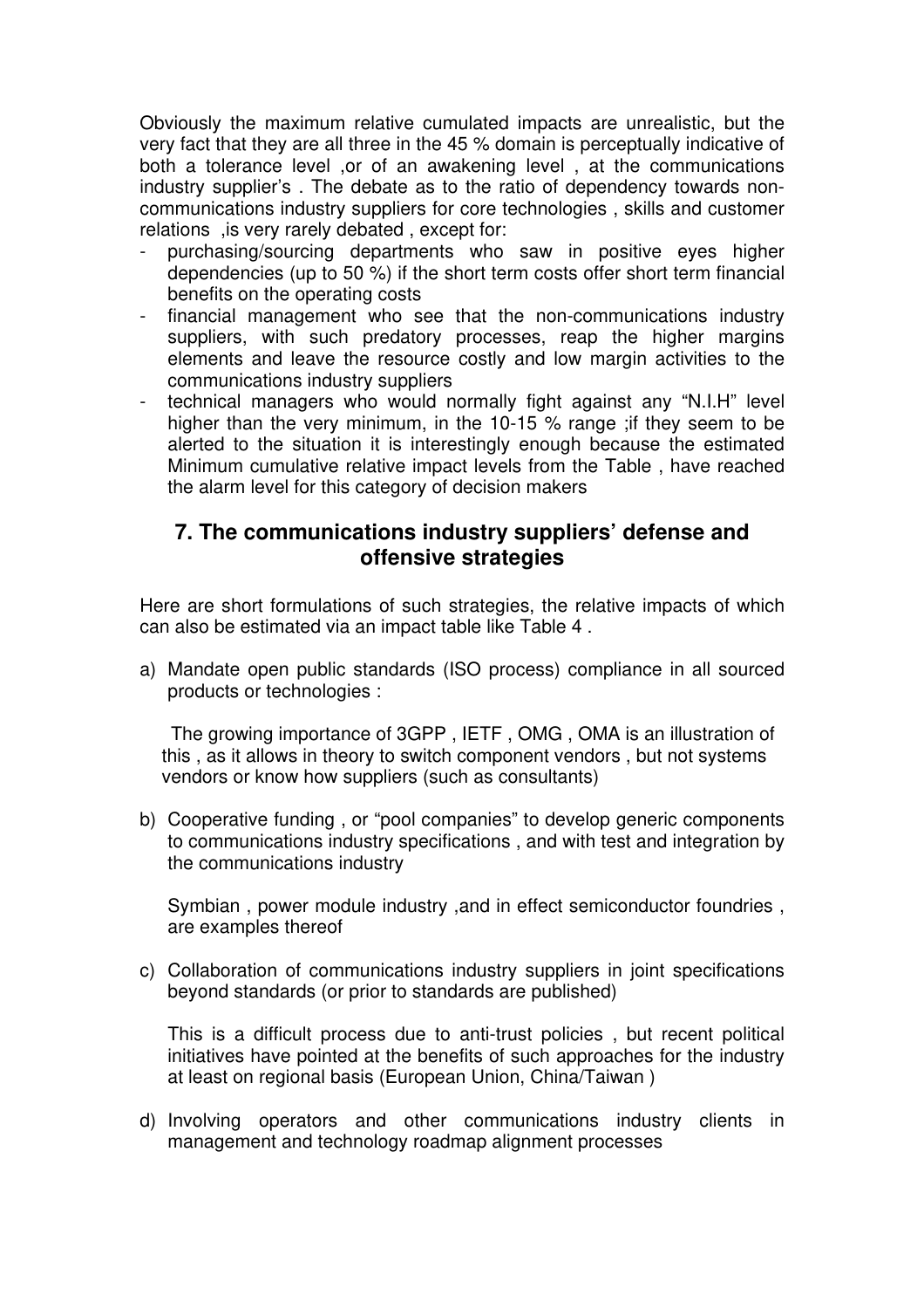Obviously the maximum relative cumulated impacts are unrealistic, but the very fact that they are all three in the 45 % domain is perceptually indicative of both a tolerance level ,or of an awakening level , at the communications industry supplier's . The debate as to the ratio of dependency towards non-communications industry suppliers for core technologies , skills and customer relations ,is very rarely debated , except for:

- purchasing/sourcing departments who saw in positive eyes higher dependencies (up to 50 %) if the short term costs offer short term financial benefits on the operating costs
- financial management who see that the non-communications industry suppliers, with such predatory processes, reap the higher margins elements and leave the resource costly and low margin activities to the communications industry suppliers
- technical managers who would normally fight against any "N.I.H" level higher than the very minimum, in the 10-15 % range ;if they seem to be alerted to the situation it is interestingly enough because the estimated Minimum cumulative relative impact levels from the Table , have reached the alarm level for this category of decision makers

## 7. The communications industry suppliers' defense and offensive strategies

Here are short formulations of such strategies, the relative impacts of which can also be estimated via an impact table like Table 4 .

a) Mandate open public standards (ISO process) compliance in all sourced products or technologies :

   The growing importance of 3GPP , IETF , OMG , OMA is an illustration of this , as it allows in theory to switch component vendors , but not systems vendors or know how suppliers (such as consultants)

b) Cooperative funding , or "pool companies" to develop generic components to communications industry specifications , and with test and integration by the communications industry

   Symbian , power module industry ,and in effect semiconductor foundries , are examples thereof

c) Collaboration of communications industry suppliers in joint specifications beyond standards (or prior to standards are published)

   This is a difficult process due to anti-trust policies , but recent political initiatives have pointed at the benefits of such approaches for the industry at least on regional basis (European Union, China/Taiwan )

d) Involving operators and other communications industry clients in management and technology roadmap alignment processes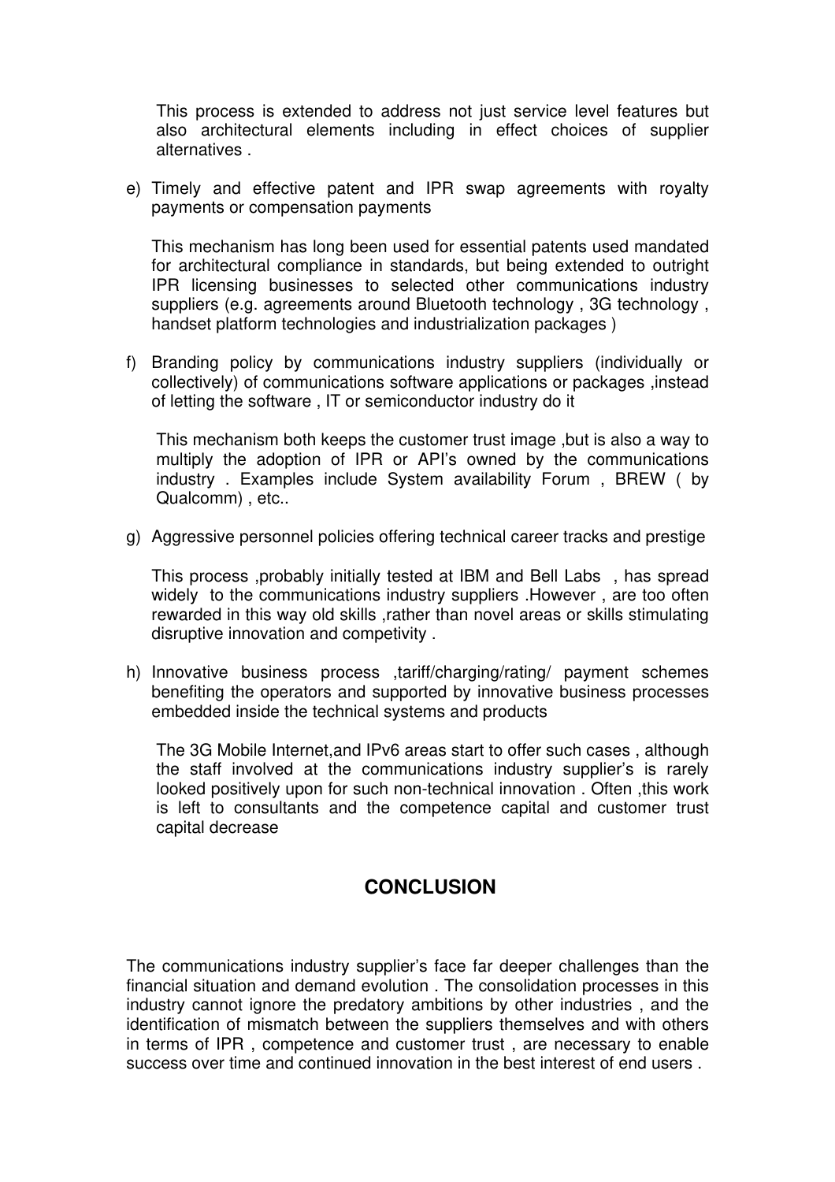This process is extended to address not just service level features but also architectural elements including in effect choices of supplier alternatives .

e) Timely and effective patent and IPR swap agreements with royalty payments or compensation payments

   This mechanism has long been used for essential patents used mandated for architectural compliance in standards, but being extended to outright IPR licensing businesses to selected other communications industry suppliers (e.g. agreements around Bluetooth technology , 3G technology , handset platform technologies and industrialization packages )

f) Branding policy by communications industry suppliers (individually or collectively) of communications software applications or packages ,instead of letting the software , IT or semiconductor industry do it

   This mechanism both keeps the customer trust image ,but is also a way to multiply the adoption of IPR or API's owned by the communications industry . Examples include System availability Forum , BREW ( by Qualcomm) , etc..

g) Aggressive personnel policies offering technical career tracks and prestige

   This process ,probably initially tested at IBM and Bell Labs , has spread widely to the communications industry suppliers .However , are too often rewarded in this way old skills ,rather than novel areas or skills stimulating disruptive innovation and competivity .

h) Innovative business process ,tariff/charging/rating/ payment schemes benefiting the operators and supported by innovative business processes embedded inside the technical systems and products

   The 3G Mobile Internet,and IPv6 areas start to offer such cases , although the staff involved at the communications industry supplier's is rarely looked positively upon for such non-technical innovation . Often ,this work is left to consultants and the competence capital and customer trust capital decrease

## CONCLUSION

The communications industry supplier's face far deeper challenges than the financial situation and demand evolution . The consolidation processes in this industry cannot ignore the predatory ambitions by other industries , and the identification of mismatch between the suppliers themselves and with others in terms of IPR , competence and customer trust , are necessary to enable success over time and continued innovation in the best interest of end users .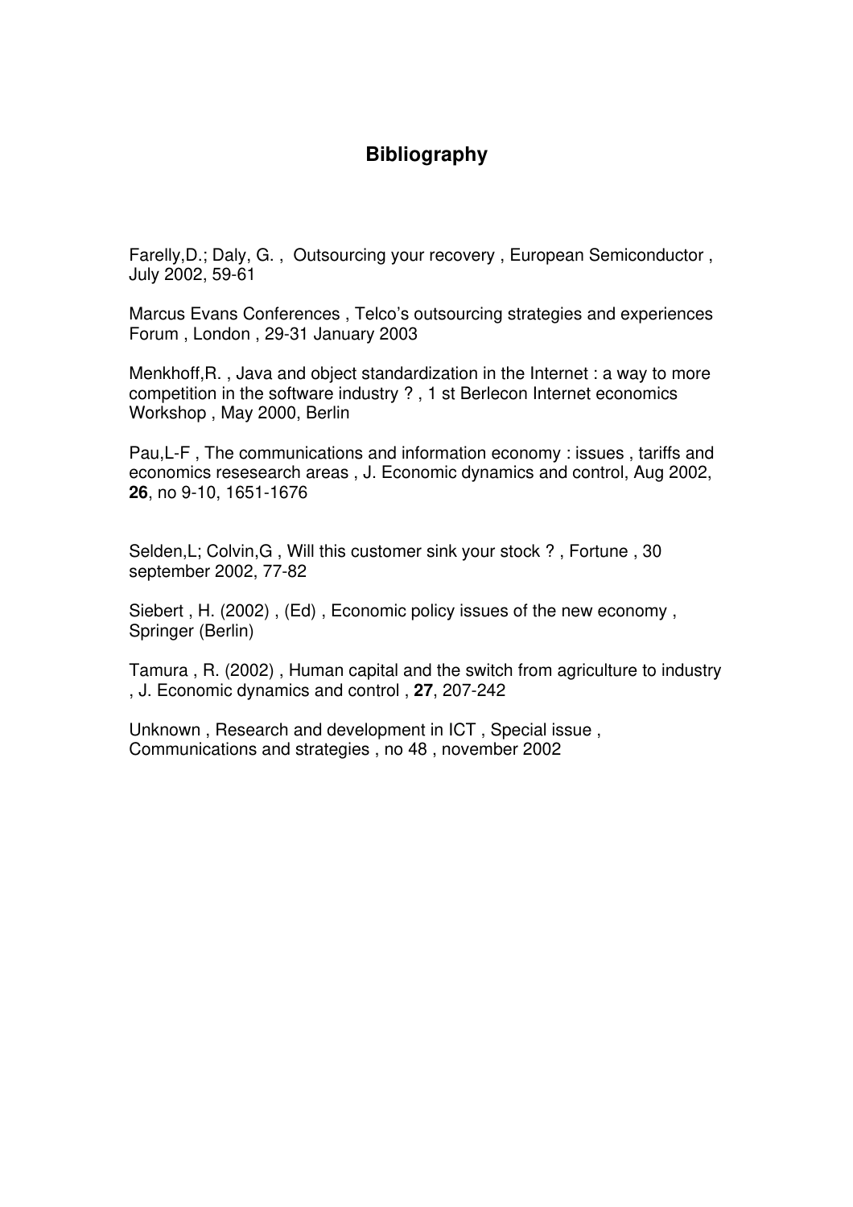# Bibliography

Farelly,D.; Daly, G. , Outsourcing your recovery , European Semiconductor , July 2002, 59-61

Marcus Evans Conferences , Telco's outsourcing strategies and experiences Forum , London , 29-31 January 2003

Menkhoff,R. , Java and object standardization in the Internet : a way to more competition in the software industry ? , 1 st Berlecon Internet economics Workshop , May 2000, Berlin

Pau,L-F , The communications and information economy : issues , tariffs and economics resesearch areas , J. Economic dynamics and control, Aug 2002, **26**, no 9-10, 1651-1676

Selden,L; Colvin,G , Will this customer sink your stock ? , Fortune , 30 september 2002, 77-82

Siebert , H. (2002) , (Ed) , Economic policy issues of the new economy , Springer (Berlin)

Tamura , R. (2002) , Human capital and the switch from agriculture to industry , J. Economic dynamics and control , **27**, 207-242

Unknown , Research and development in ICT , Special issue , Communications and strategies , no 48 , november 2002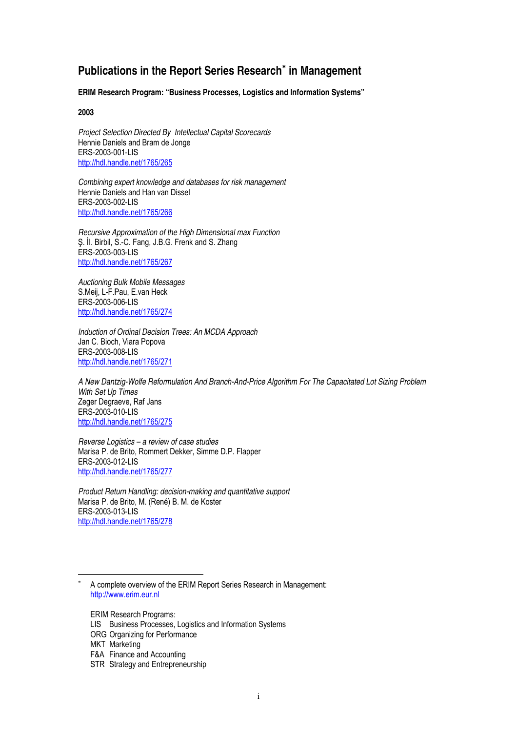# Publications in the Report Series Research* in Management

**ERIM Research Program: "Business Processes, Logistics and Information Systems"**

**2003**

*Project Selection Directed By Intellectual Capital Scorecards*
Hennie Daniels and Bram de Jonge
ERS-2003-001-LIS
http://hdl.handle.net/1765/265

*Combining expert knowledge and databases for risk management*
Hennie Daniels and Han van Dissel
ERS-2003-002-LIS
http://hdl.handle.net/1765/266

*Recursive Approximation of the High Dimensional max Function*
Ş. İl. Birbil, S.-C. Fang, J.B.G. Frenk and S. Zhang
ERS-2003-003-LIS
http://hdl.handle.net/1765/267

*Auctioning Bulk Mobile Messages*
S.Meij, L-F.Pau, E.van Heck
ERS-2003-006-LIS
http://hdl.handle.net/1765/274

*Induction of Ordinal Decision Trees: An MCDA Approach*
Jan C. Bioch, Viara Popova
ERS-2003-008-LIS
http://hdl.handle.net/1765/271

*A New Dantzig-Wolfe Reformulation And Branch-And-Price Algorithm For The Capacitated Lot Sizing Problem With Set Up Times*
Zeger Degraeve, Raf Jans
ERS-2003-010-LIS
http://hdl.handle.net/1765/275

*Reverse Logistics – a review of case studies*
Marisa P. de Brito, Rommert Dekker, Simme D.P. Flapper
ERS-2003-012-LIS
http://hdl.handle.net/1765/277

*Product Return Handling: decision-making and quantitative support*
Marisa P. de Brito, M. (René) B. M. de Koster
ERS-2003-013-LIS
http://hdl.handle.net/1765/278

---

\* A complete overview of the ERIM Report Series Research in Management:
http://www.erim.eur.nl

ERIM Research Programs:
LIS Business Processes, Logistics and Information Systems
ORG Organizing for Performance
MKT Marketing
F&A Finance and Accounting
STR Strategy and Entrepreneurship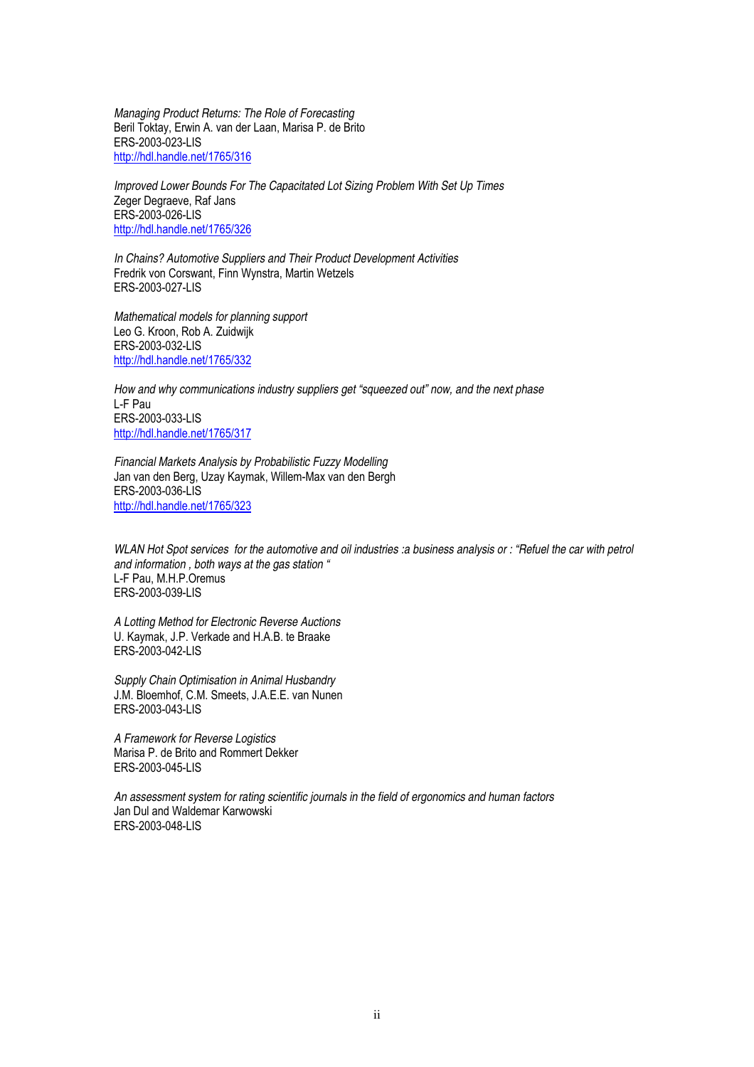*Managing Product Returns: The Role of Forecasting*
Beril Toktay, Erwin A. van der Laan, Marisa P. de Brito
ERS-2003-023-LIS
http://hdl.handle.net/1765/316

*Improved Lower Bounds For The Capacitated Lot Sizing Problem With Set Up Times*
Zeger Degraeve, Raf Jans
ERS-2003-026-LIS
http://hdl.handle.net/1765/326

*In Chains? Automotive Suppliers and Their Product Development Activities*
Fredrik von Corswant, Finn Wynstra, Martin Wetzels
ERS-2003-027-LIS

*Mathematical models for planning support*
Leo G. Kroon, Rob A. Zuidwijk
ERS-2003-032-LIS
http://hdl.handle.net/1765/332

*How and why communications industry suppliers get "squeezed out" now, and the next phase*
L-F Pau
ERS-2003-033-LIS
http://hdl.handle.net/1765/317

*Financial Markets Analysis by Probabilistic Fuzzy Modelling*
Jan van den Berg, Uzay Kaymak, Willem-Max van den Bergh
ERS-2003-036-LIS
http://hdl.handle.net/1765/323

*WLAN Hot Spot services for the automotive and oil industries :a business analysis or : "Refuel the car with petrol and information , both ways at the gas station "*
L-F Pau, M.H.P.Oremus
ERS-2003-039-LIS

*A Lotting Method for Electronic Reverse Auctions*
U. Kaymak, J.P. Verkade and H.A.B. te Braake
ERS-2003-042-LIS

*Supply Chain Optimisation in Animal Husbandry*
J.M. Bloemhof, C.M. Smeets, J.A.E.E. van Nunen
ERS-2003-043-LIS

*A Framework for Reverse Logistics*
Marisa P. de Brito and Rommert Dekker
ERS-2003-045-LIS

*An assessment system for rating scientific journals in the field of ergonomics and human factors*
Jan Dul and Waldemar Karwowski
ERS-2003-048-LIS